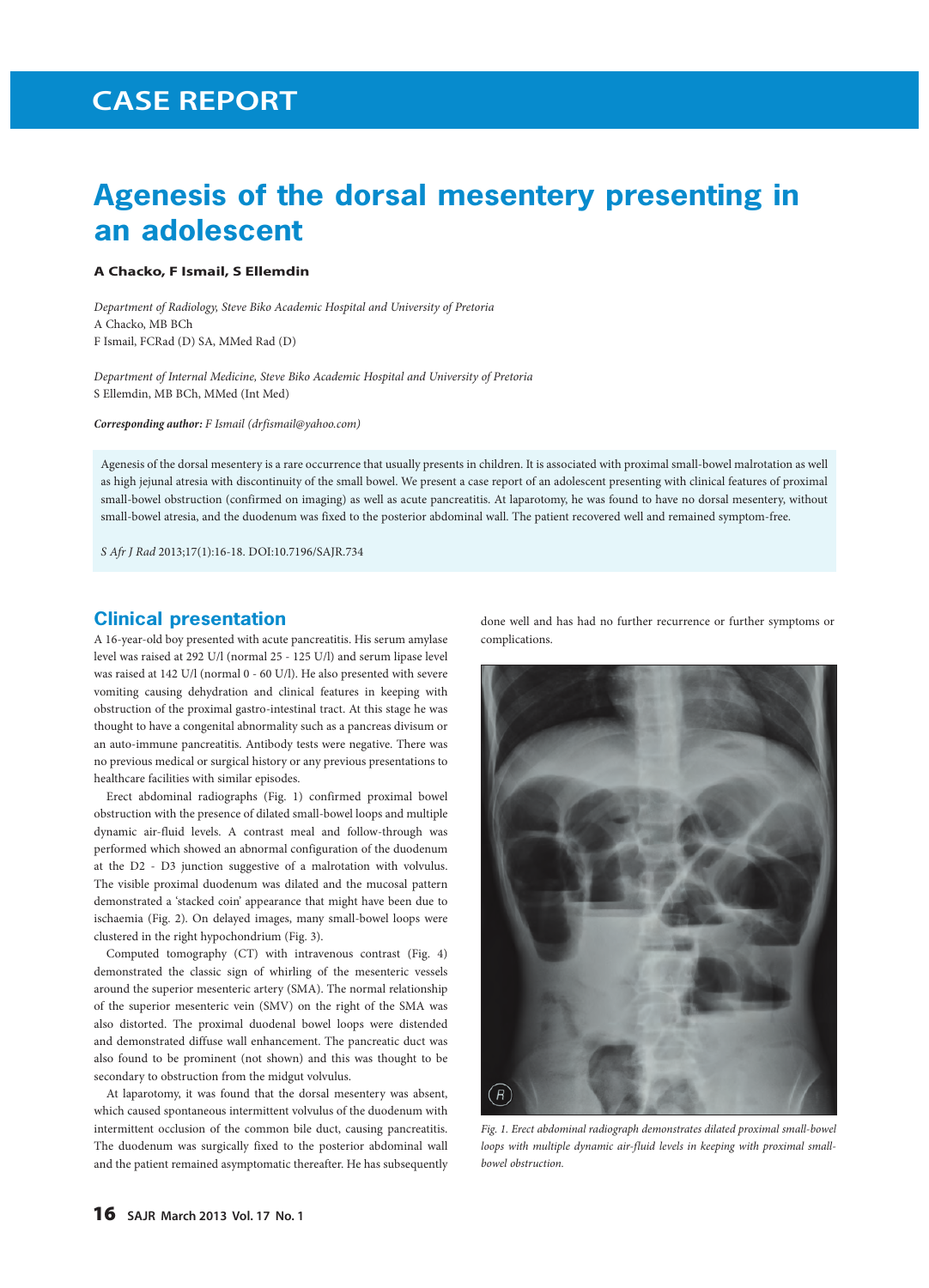# CASE REPORT

# Agenesis of the dorsal mesentery presenting in an adolescent

**A Chacko, F Ismail, S Ellemdin**

*Department of Radiology, Steve Biko Academic Hospital and University of Pretoria*
A Chacko, MB BCh
F Ismail, FCRad (D) SA, MMed Rad (D)

*Department of Internal Medicine, Steve Biko Academic Hospital and University of Pretoria*
S Ellemdin, MB BCh, MMed (Int Med)

***Corresponding author:*** *F Ismail (drfismail@yahoo.com)*

Agenesis of the dorsal mesentery is a rare occurrence that usually presents in children. It is associated with proximal small-bowel malrotation as well as high jejunal atresia with discontinuity of the small bowel. We present a case report of an adolescent presenting with clinical features of proximal small-bowel obstruction (confirmed on imaging) as well as acute pancreatitis. At laparotomy, he was found to have no dorsal mesentery, without small-bowel atresia, and the duodenum was fixed to the posterior abdominal wall. The patient recovered well and remained symptom-free.

*S Afr J Rad* 2013;17(1):16-18. DOI:10.7196/SAJR.734

## Clinical presentation

A 16-year-old boy presented with acute pancreatitis. His serum amylase level was raised at 292 U/l (normal 25 - 125 U/l) and serum lipase level was raised at 142 U/l (normal 0 - 60 U/l). He also presented with severe vomiting causing dehydration and clinical features in keeping with obstruction of the proximal gastro-intestinal tract. At this stage he was thought to have a congenital abnormality such as a pancreas divisum or an auto-immune pancreatitis. Antibody tests were negative. There was no previous medical or surgical history or any previous presentations to healthcare facilities with similar episodes.

Erect abdominal radiographs (Fig. 1) confirmed proximal bowel obstruction with the presence of dilated small-bowel loops and multiple dynamic air-fluid levels. A contrast meal and follow-through was performed which showed an abnormal configuration of the duodenum at the D2 - D3 junction suggestive of a malrotation with volvulus. The visible proximal duodenum was dilated and the mucosal pattern demonstrated a 'stacked coin' appearance that might have been due to ischaemia (Fig. 2). On delayed images, many small-bowel loops were clustered in the right hypochondrium (Fig. 3).

Computed tomography (CT) with intravenous contrast (Fig. 4) demonstrated the classic sign of whirling of the mesenteric vessels around the superior mesenteric artery (SMA). The normal relationship of the superior mesenteric vein (SMV) on the right of the SMA was also distorted. The proximal duodenal bowel loops were distended and demonstrated diffuse wall enhancement. The pancreatic duct was also found to be prominent (not shown) and this was thought to be secondary to obstruction from the midgut volvulus.

At laparotomy, it was found that the dorsal mesentery was absent, which caused spontaneous intermittent volvulus of the duodenum with intermittent occlusion of the common bile duct, causing pancreatitis. The duodenum was surgically fixed to the posterior abdominal wall and the patient remained asymptomatic thereafter. He has subsequently done well and has had no further recurrence or further symptoms or complications.

*Fig. 1. Erect abdominal radiograph demonstrates dilated proximal small-bowel loops with multiple dynamic air-fluid levels in keeping with proximal small-bowel obstruction.*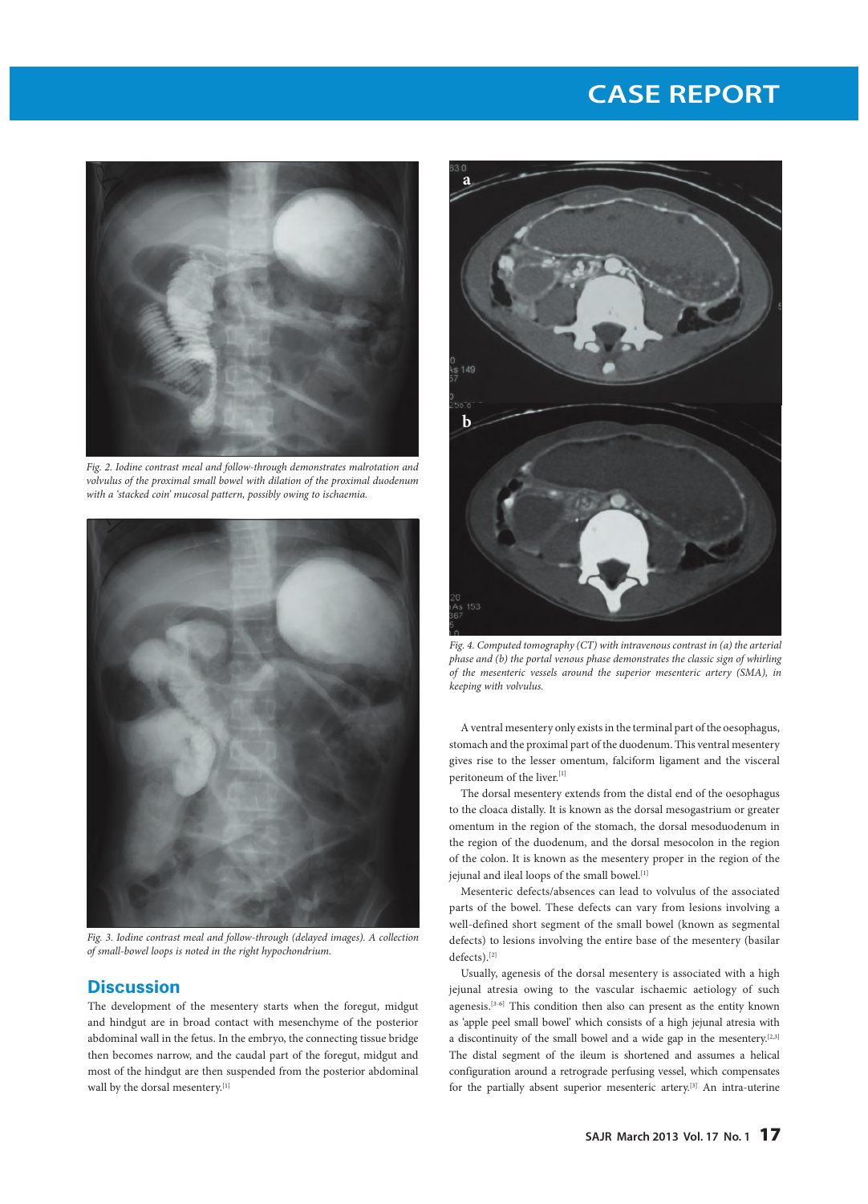Fig. 2. Iodine contrast meal and follow-through demonstrates malrotation and volvulus of the proximal small bowel with dilation of the proximal duodenum with a 'stacked coin' mucosal pattern, possibly owing to ischaemia.

Fig. 3. Iodine contrast meal and follow-through (delayed images). A collection of small-bowel loops is noted in the right hypochondrium.

Fig. 4. Computed tomography (CT) with intravenous contrast in (a) the arterial phase and (b) the portal venous phase demonstrates the classic sign of whirling of the mesenteric vessels around the superior mesenteric artery (SMA), in keeping with volvulus.

## Discussion

The development of the mesentery starts when the foregut, midgut and hindgut are in broad contact with mesenchyme of the posterior abdominal wall in the fetus. In the embryo, the connecting tissue bridge then becomes narrow, and the caudal part of the foregut, midgut and most of the hindgut are then suspended from the posterior abdominal wall by the dorsal mesentery.[1]

A ventral mesentery only exists in the terminal part of the oesophagus, stomach and the proximal part of the duodenum. This ventral mesentery gives rise to the lesser omentum, falciform ligament and the visceral peritoneum of the liver.[1]

The dorsal mesentery extends from the distal end of the oesophagus to the cloaca distally. It is known as the dorsal mesogastrium or greater omentum in the region of the stomach, the dorsal mesoduodenum in the region of the duodenum, and the dorsal mesocolon in the region of the colon. It is known as the mesentery proper in the region of the jejunal and ileal loops of the small bowel.[1]

Mesenteric defects/absences can lead to volvulus of the associated parts of the bowel. These defects can vary from lesions involving a well-defined short segment of the small bowel (known as segmental defects) to lesions involving the entire base of the mesentery (basilar defects).[2]

Usually, agenesis of the dorsal mesentery is associated with a high jejunal atresia owing to the vascular ischaemic aetiology of such agenesis.[3-6] This condition then also can present as the entity known as 'apple peel small bowel' which consists of a high jejunal atresia with a discontinuity of the small bowel and a wide gap in the mesentery.[2,3] The distal segment of the ileum is shortened and assumes a helical configuration around a retrograde perfusing vessel, which compensates for the partially absent superior mesenteric artery.[3] An intra-uterine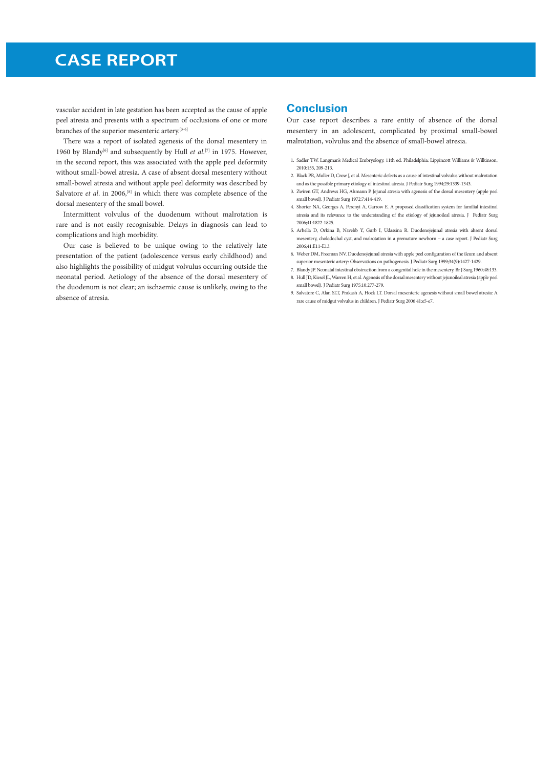vascular accident in late gestation has been accepted as the cause of apple peel atresia and presents with a spectrum of occlusions of one or more branches of the superior mesenteric artery.[3-6]

There was a report of isolated agenesis of the dorsal mesentery in 1960 by Blandy[6] and subsequently by Hull *et al.*[7] in 1975. However, in the second report, this was associated with the apple peel deformity without small-bowel atresia. A case of absent dorsal mesentery without small-bowel atresia and without apple peel deformity was described by Salvatore *et al*. in 2006,[8] in which there was complete absence of the dorsal mesentery of the small bowel.

Intermittent volvulus of the duodenum without malrotation is rare and is not easily recognisable. Delays in diagnosis can lead to complications and high morbidity.

Our case is believed to be unique owing to the relatively late presentation of the patient (adolescence versus early childhood) and also highlights the possibility of midgut volvulus occurring outside the neonatal period. Aetiology of the absence of the dorsal mesentery of the duodenum is not clear; an ischaemic cause is unlikely, owing to the absence of atresia.

## Conclusion

Our case report describes a rare entity of absence of the dorsal mesentery in an adolescent, complicated by proximal small-bowel malrotation, volvulus and the absence of small-bowel atresia.

1. Sadler TW. Langman's Medical Embryology, 11th ed. Philadelphia: Lippincott Williams & Wilkinson, 2010:155, 209-213.
2. Black PR, Muller D, Crow J, et al. Mesenteric defects as a cause of intestinal volvulus without malrotation and as the possible primary etiology of intestinal atresia. J Pediatr Surg 1994;29:1339-1343.
3. Zwiren GT, Andrews HG, Ahmann P. Jejunal atresia with agenesis of the dorsal mesentery (apple peel small bowel). J Pediatr Surg 1972;7:414-419.
4. Shorter NA, Georges A, Perenyi A, Garrow E. A proposed classification system for familial intestinal atresia and its relevance to the understanding of the etiology of jejunoileal atresia. J Pediatr Surg 2006;41:1822-1825.
5. Arbella D, Orkina B, Navehb Y, Gurb I, Udassina R. Duodenojejunal atresia with absent dorsal mesentery, choledochal cyst, and malrotation in a premature newborn – a case report. J Pediatr Surg 2006;41:E11-E13.
6. Weber DM, Freeman NV. Duodenojejunal atresia with apple peel configuration of the ileum and absent superior mesenteric artery: Observations on pathogenesis. J Pediatr Surg 1999;34(9):1427-1429.
7. Blandy JP. Neonatal intestinal obstruction from a congenital hole in the mesentery. Br J Surg 1960;48:133.
8. Hull JD, Kiesel JL, Warren H, et al. Agenesis of the dorsal mesentery without jejunoileal atresia (apple peel small bowel). J Pediatr Surg 1975;10:277-279.
9. Salvatore C, Alan SLT, Prakash A, Hock LT. Dorsal mesenteric agenesis without small bowel atresia: A rare cause of midgut volvulus in children. J Pediatr Surg 2006 41:e5-e7.